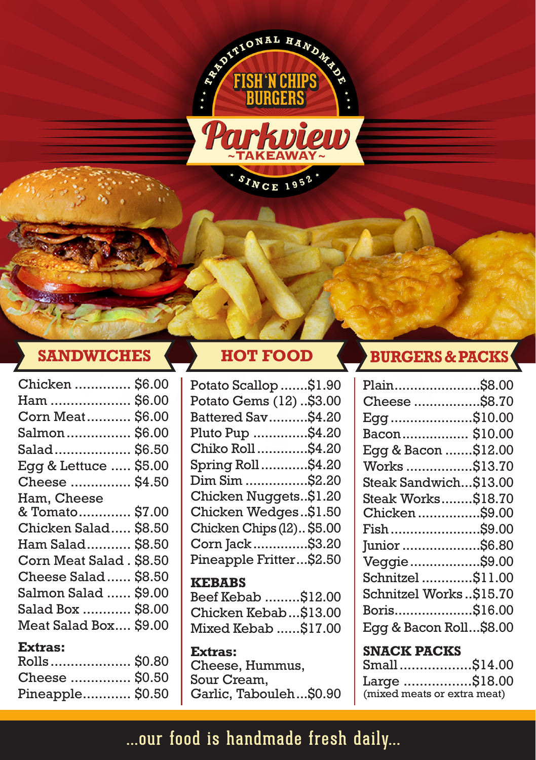TRADITIONAL HANDMADE

FISH 'N CHIPS
BURGERS

# Parkview
~TAKEAWAY~

SINCE 1952

## SANDWICHES

| Item | Price |
|---|---|
| Chicken | $6.00 |
| Ham | $6.00 |
| Corn Meat | $6.00 |
| Salmon | $6.00 |
| Salad | $6.50 |
| Egg & Lettuce | $5.00 |
| Cheese | $4.50 |
| Ham, Cheese & Tomato | $7.00 |
| Chicken Salad | $8.50 |
| Ham Salad | $8.50 |
| Corn Meat Salad | $8.50 |
| Cheese Salad | $8.50 |
| Salmon Salad | $9.00 |
| Salad Box | $8.00 |
| Meat Salad Box | $9.00 |

**Extras:**

| Item | Price |
|---|---|
| Rolls | $0.80 |
| Cheese | $0.50 |
| Pineapple | $0.50 |

## HOT FOOD

| Item | Price |
|---|---|
| Potato Scallop | $1.90 |
| Potato Gems (12) | $3.00 |
| Battered Sav | $4.20 |
| Pluto Pup | $4.20 |
| Chiko Roll | $4.20 |
| Spring Roll | $4.20 |
| Dim Sim | $2.20 |
| Chicken Nuggets | $1.20 |
| Chicken Wedges | $1.50 |
| Chicken Chips (12) | $5.00 |
| Corn Jack | $3.20 |
| Pineapple Fritter | $2.50 |

### KEBABS

| Item | Price |
|---|---|
| Beef Kebab | $12.00 |
| Chicken Kebab | $13.00 |
| Mixed Kebab | $17.00 |

**Extras:**

Cheese, Hummus, Sour Cream, Garlic, Tabouleh...$0.90

## BURGERS & PACKS

| Item | Price |
|---|---|
| Plain | $8.00 |
| Cheese | $8.70 |
| Egg | $10.00 |
| Bacon | $10.00 |
| Egg & Bacon | $12.00 |
| Works | $13.70 |
| Steak Sandwich | $13.00 |
| Steak Works | $18.70 |
| Chicken | $9.00 |
| Fish | $9.00 |
| Junior | $6.80 |
| Veggie | $9.00 |
| Schnitzel | $11.00 |
| Schnitzel Works | $15.70 |
| Boris | $16.00 |
| Egg & Bacon Roll | $8.00 |

### SNACK PACKS

| Item | Price |
|---|---|
| Small | $14.00 |
| Large | $18.00 |

(mixed meats or extra meat)

...our food is handmade fresh daily...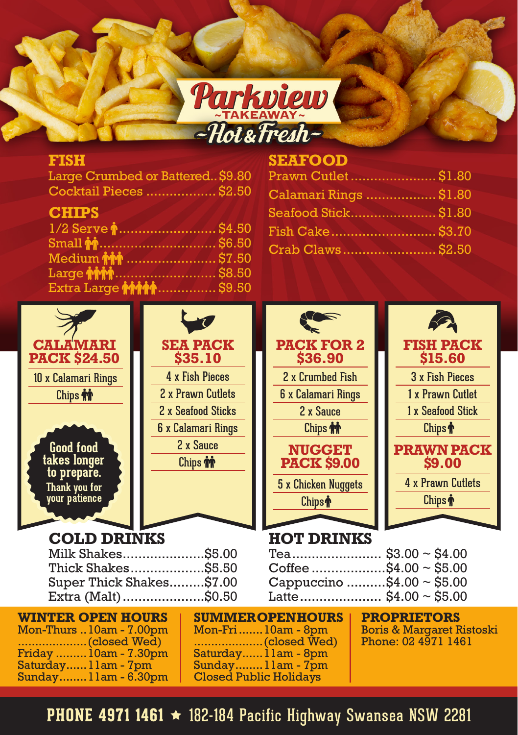# Parkview

~TAKEAWAY~

~Hot & Fresh~

## FISH

Large Crumbed or Battered.. $9.80
Cocktail Pieces .................. $2.50

## CHIPS

1/2 Serve ........................ $4.50
Small ............................ $6.50
Medium ........................ $7.50
Large ........................... $8.50
Extra Large ................. $9.50

## SEAFOOD

Prawn Cutlet ...................... $1.80
Calamari Rings .................. $1.80
Seafood Stick...................... $1.80
Fish Cake ........................... $3.70
Crab Claws ......................... $2.50

### CALAMARI PACK $24.50

10 x Calamari Rings
Chips

Good food takes longer to prepare. Thank you for your patience

### SEA PACK $35.10

4 x Fish Pieces
2 x Prawn Cutlets
2 x Seafood Sticks
6 x Calamari Rings
2 x Sauce
Chips

### PACK FOR 2 $36.90

2 x Crumbed Fish
6 x Calamari Rings
2 x Sauce
Chips

### NUGGET PACK $9.00

5 x Chicken Nuggets
Chips

### FISH PACK $15.60

3 x Fish Pieces
1 x Prawn Cutlet
1 x Seafood Stick
Chips

### PRAWN PACK $9.00

4 x Prawn Cutlets
Chips

## COLD DRINKS

Milk Shakes.....................$5.00
Thick Shakes...................$5.50
Super Thick Shakes.........$7.00
Extra (Malt) .....................$0.50

## HOT DRINKS

Tea....................... $3.00 ~ $4.00
Coffee ...................$4.00 ~ $5.00
Cappuccino ..........$4.00 ~ $5.00
Latte..................... $4.00 ~ $5.00

## WINTER OPEN HOURS

Mon-Thurs .. 10am - 7.00pm
.................... (closed Wed)
Friday ......... 10am - 7.30pm
Saturday...... 11am - 7pm
Sunday........ 11am - 6.30pm

## SUMMER OPEN HOURS

Mon-Fri ....... 10am - 8pm
.................... (closed Wed)
Saturday...... 11am - 8pm
Sunday........ 11am - 7pm
Closed Public Holidays

## PROPRIETORS

Boris & Margaret Ristoski
Phone: 02 4971 1461

**PHONE 4971 1461** ★ 182-184 Pacific Highway Swansea NSW 2281